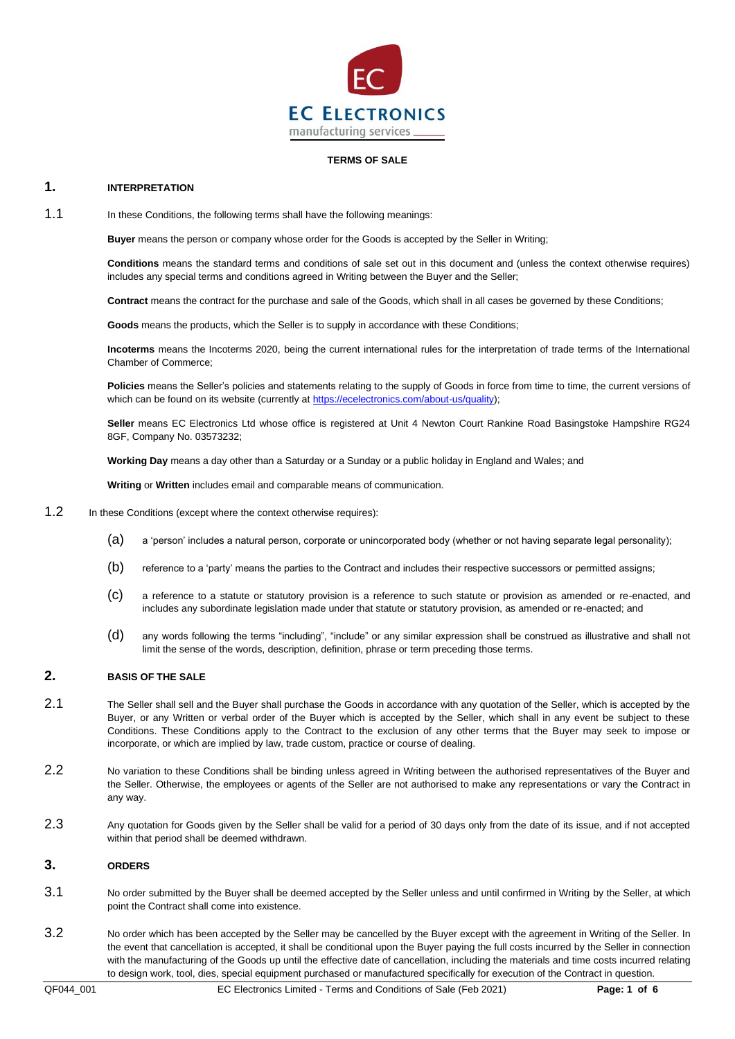**TERMS OF SALE**

## 1. INTERPRETATION

1.1 In these Conditions, the following terms shall have the following meanings:

**Buyer** means the person or company whose order for the Goods is accepted by the Seller in Writing;

**Conditions** means the standard terms and conditions of sale set out in this document and (unless the context otherwise requires) includes any special terms and conditions agreed in Writing between the Buyer and the Seller;

**Contract** means the contract for the purchase and sale of the Goods, which shall in all cases be governed by these Conditions;

**Goods** means the products, which the Seller is to supply in accordance with these Conditions;

**Incoterms** means the Incoterms 2020, being the current international rules for the interpretation of trade terms of the International Chamber of Commerce;

**Policies** means the Seller's policies and statements relating to the supply of Goods in force from time to time, the current versions of which can be found on its website (currently at https://ecelectronics.com/about-us/quality);

**Seller** means EC Electronics Ltd whose office is registered at Unit 4 Newton Court Rankine Road Basingstoke Hampshire RG24 8GF, Company No. 03573232;

**Working Day** means a day other than a Saturday or a Sunday or a public holiday in England and Wales; and

**Writing** or **Written** includes email and comparable means of communication.

1.2 In these Conditions (except where the context otherwise requires):

(a) a 'person' includes a natural person, corporate or unincorporated body (whether or not having separate legal personality);

(b) reference to a 'party' means the parties to the Contract and includes their respective successors or permitted assigns;

(c) a reference to a statute or statutory provision is a reference to such statute or provision as amended or re-enacted, and includes any subordinate legislation made under that statute or statutory provision, as amended or re-enacted; and

(d) any words following the terms "including", "include" or any similar expression shall be construed as illustrative and shall not limit the sense of the words, description, definition, phrase or term preceding those terms.

## 2. BASIS OF THE SALE

2.1 The Seller shall sell and the Buyer shall purchase the Goods in accordance with any quotation of the Seller, which is accepted by the Buyer, or any Written or verbal order of the Buyer which is accepted by the Seller, which shall in any event be subject to these Conditions. These Conditions apply to the Contract to the exclusion of any other terms that the Buyer may seek to impose or incorporate, or which are implied by law, trade custom, practice or course of dealing.

2.2 No variation to these Conditions shall be binding unless agreed in Writing between the authorised representatives of the Buyer and the Seller. Otherwise, the employees or agents of the Seller are not authorised to make any representations or vary the Contract in any way.

2.3 Any quotation for Goods given by the Seller shall be valid for a period of 30 days only from the date of its issue, and if not accepted within that period shall be deemed withdrawn.

## 3. ORDERS

3.1 No order submitted by the Buyer shall be deemed accepted by the Seller unless and until confirmed in Writing by the Seller, at which point the Contract shall come into existence.

3.2 No order which has been accepted by the Seller may be cancelled by the Buyer except with the agreement in Writing of the Seller. In the event that cancellation is accepted, it shall be conditional upon the Buyer paying the full costs incurred by the Seller in connection with the manufacturing of the Goods up until the effective date of cancellation, including the materials and time costs incurred relating to design work, tool, dies, special equipment purchased or manufactured specifically for execution of the Contract in question.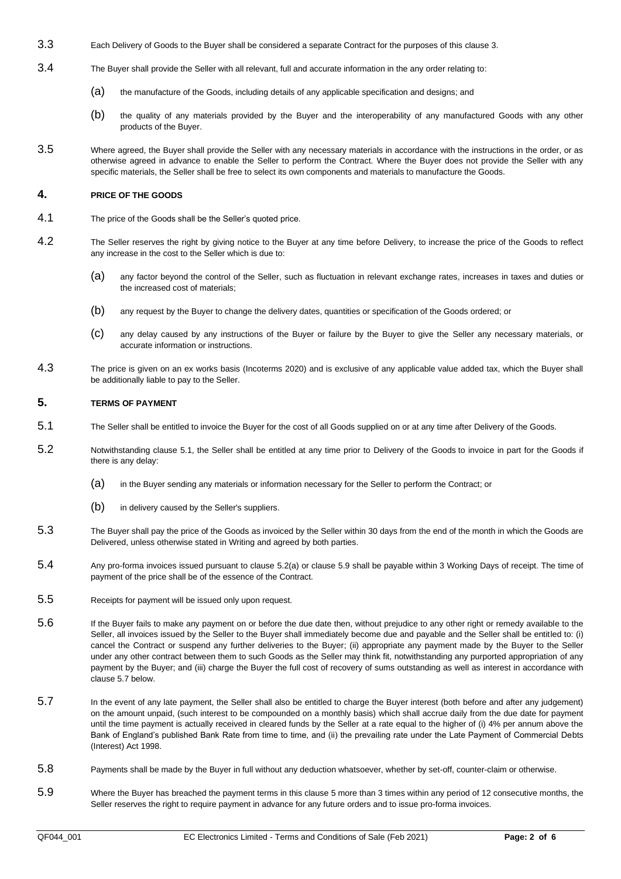3.3 Each Delivery of Goods to the Buyer shall be considered a separate Contract for the purposes of this clause 3.

3.4 The Buyer shall provide the Seller with all relevant, full and accurate information in the any order relating to:

(a) the manufacture of the Goods, including details of any applicable specification and designs; and

(b) the quality of any materials provided by the Buyer and the interoperability of any manufactured Goods with any other products of the Buyer.

3.5 Where agreed, the Buyer shall provide the Seller with any necessary materials in accordance with the instructions in the order, or as otherwise agreed in advance to enable the Seller to perform the Contract. Where the Buyer does not provide the Seller with any specific materials, the Seller shall be free to select its own components and materials to manufacture the Goods.

## 4. PRICE OF THE GOODS

4.1 The price of the Goods shall be the Seller's quoted price.

4.2 The Seller reserves the right by giving notice to the Buyer at any time before Delivery, to increase the price of the Goods to reflect any increase in the cost to the Seller which is due to:

(a) any factor beyond the control of the Seller, such as fluctuation in relevant exchange rates, increases in taxes and duties or the increased cost of materials;

(b) any request by the Buyer to change the delivery dates, quantities or specification of the Goods ordered; or

(c) any delay caused by any instructions of the Buyer or failure by the Buyer to give the Seller any necessary materials, or accurate information or instructions.

4.3 The price is given on an ex works basis (Incoterms 2020) and is exclusive of any applicable value added tax, which the Buyer shall be additionally liable to pay to the Seller.

## 5. TERMS OF PAYMENT

5.1 The Seller shall be entitled to invoice the Buyer for the cost of all Goods supplied on or at any time after Delivery of the Goods.

5.2 Notwithstanding clause 5.1, the Seller shall be entitled at any time prior to Delivery of the Goods to invoice in part for the Goods if there is any delay:

(a) in the Buyer sending any materials or information necessary for the Seller to perform the Contract; or

(b) in delivery caused by the Seller's suppliers.

5.3 The Buyer shall pay the price of the Goods as invoiced by the Seller within 30 days from the end of the month in which the Goods are Delivered, unless otherwise stated in Writing and agreed by both parties.

5.4 Any pro-forma invoices issued pursuant to clause 5.2(a) or clause 5.9 shall be payable within 3 Working Days of receipt. The time of payment of the price shall be of the essence of the Contract.

5.5 Receipts for payment will be issued only upon request.

5.6 If the Buyer fails to make any payment on or before the due date then, without prejudice to any other right or remedy available to the Seller, all invoices issued by the Seller to the Buyer shall immediately become due and payable and the Seller shall be entitled to: (i) cancel the Contract or suspend any further deliveries to the Buyer; (ii) appropriate any payment made by the Buyer to the Seller under any other contract between them to such Goods as the Seller may think fit, notwithstanding any purported appropriation of any payment by the Buyer; and (iii) charge the Buyer the full cost of recovery of sums outstanding as well as interest in accordance with clause 5.7 below.

5.7 In the event of any late payment, the Seller shall also be entitled to charge the Buyer interest (both before and after any judgement) on the amount unpaid, (such interest to be compounded on a monthly basis) which shall accrue daily from the due date for payment until the time payment is actually received in cleared funds by the Seller at a rate equal to the higher of (i) 4% per annum above the Bank of England's published Bank Rate from time to time, and (ii) the prevailing rate under the Late Payment of Commercial Debts (Interest) Act 1998.

5.8 Payments shall be made by the Buyer in full without any deduction whatsoever, whether by set-off, counter-claim or otherwise.

5.9 Where the Buyer has breached the payment terms in this clause 5 more than 3 times within any period of 12 consecutive months, the Seller reserves the right to require payment in advance for any future orders and to issue pro-forma invoices.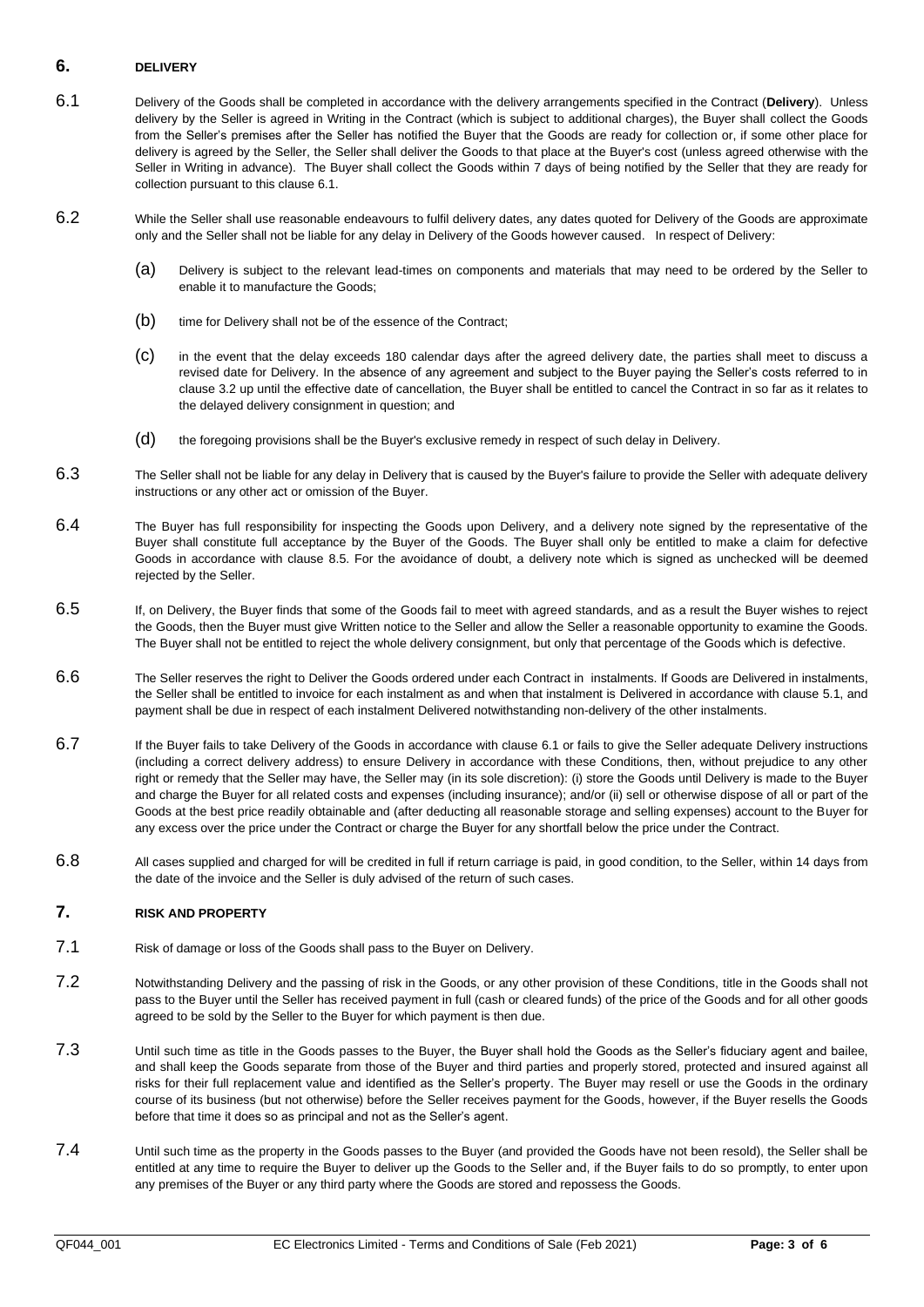## 6. DELIVERY

6.1 Delivery of the Goods shall be completed in accordance with the delivery arrangements specified in the Contract (**Delivery**). Unless delivery by the Seller is agreed in Writing in the Contract (which is subject to additional charges), the Buyer shall collect the Goods from the Seller's premises after the Seller has notified the Buyer that the Goods are ready for collection or, if some other place for delivery is agreed by the Seller, the Seller shall deliver the Goods to that place at the Buyer's cost (unless agreed otherwise with the Seller in Writing in advance). The Buyer shall collect the Goods within 7 days of being notified by the Seller that they are ready for collection pursuant to this clause 6.1.

6.2 While the Seller shall use reasonable endeavours to fulfil delivery dates, any dates quoted for Delivery of the Goods are approximate only and the Seller shall not be liable for any delay in Delivery of the Goods however caused. In respect of Delivery:

(a) Delivery is subject to the relevant lead-times on components and materials that may need to be ordered by the Seller to enable it to manufacture the Goods;

(b) time for Delivery shall not be of the essence of the Contract;

(c) in the event that the delay exceeds 180 calendar days after the agreed delivery date, the parties shall meet to discuss a revised date for Delivery. In the absence of any agreement and subject to the Buyer paying the Seller's costs referred to in clause 3.2 up until the effective date of cancellation, the Buyer shall be entitled to cancel the Contract in so far as it relates to the delayed delivery consignment in question; and

(d) the foregoing provisions shall be the Buyer's exclusive remedy in respect of such delay in Delivery.

6.3 The Seller shall not be liable for any delay in Delivery that is caused by the Buyer's failure to provide the Seller with adequate delivery instructions or any other act or omission of the Buyer.

6.4 The Buyer has full responsibility for inspecting the Goods upon Delivery, and a delivery note signed by the representative of the Buyer shall constitute full acceptance by the Buyer of the Goods. The Buyer shall only be entitled to make a claim for defective Goods in accordance with clause 8.5. For the avoidance of doubt, a delivery note which is signed as unchecked will be deemed rejected by the Seller.

6.5 If, on Delivery, the Buyer finds that some of the Goods fail to meet with agreed standards, and as a result the Buyer wishes to reject the Goods, then the Buyer must give Written notice to the Seller and allow the Seller a reasonable opportunity to examine the Goods. The Buyer shall not be entitled to reject the whole delivery consignment, but only that percentage of the Goods which is defective.

6.6 The Seller reserves the right to Deliver the Goods ordered under each Contract in instalments. If Goods are Delivered in instalments, the Seller shall be entitled to invoice for each instalment as and when that instalment is Delivered in accordance with clause 5.1, and payment shall be due in respect of each instalment Delivered notwithstanding non-delivery of the other instalments.

6.7 If the Buyer fails to take Delivery of the Goods in accordance with clause 6.1 or fails to give the Seller adequate Delivery instructions (including a correct delivery address) to ensure Delivery in accordance with these Conditions, then, without prejudice to any other right or remedy that the Seller may have, the Seller may (in its sole discretion): (i) store the Goods until Delivery is made to the Buyer and charge the Buyer for all related costs and expenses (including insurance); and/or (ii) sell or otherwise dispose of all or part of the Goods at the best price readily obtainable and (after deducting all reasonable storage and selling expenses) account to the Buyer for any excess over the price under the Contract or charge the Buyer for any shortfall below the price under the Contract.

6.8 All cases supplied and charged for will be credited in full if return carriage is paid, in good condition, to the Seller, within 14 days from the date of the invoice and the Seller is duly advised of the return of such cases.

## 7. RISK AND PROPERTY

7.1 Risk of damage or loss of the Goods shall pass to the Buyer on Delivery.

7.2 Notwithstanding Delivery and the passing of risk in the Goods, or any other provision of these Conditions, title in the Goods shall not pass to the Buyer until the Seller has received payment in full (cash or cleared funds) of the price of the Goods and for all other goods agreed to be sold by the Seller to the Buyer for which payment is then due.

7.3 Until such time as title in the Goods passes to the Buyer, the Buyer shall hold the Goods as the Seller's fiduciary agent and bailee, and shall keep the Goods separate from those of the Buyer and third parties and properly stored, protected and insured against all risks for their full replacement value and identified as the Seller's property. The Buyer may resell or use the Goods in the ordinary course of its business (but not otherwise) before the Seller receives payment for the Goods, however, if the Buyer resells the Goods before that time it does so as principal and not as the Seller's agent.

7.4 Until such time as the property in the Goods passes to the Buyer (and provided the Goods have not been resold), the Seller shall be entitled at any time to require the Buyer to deliver up the Goods to the Seller and, if the Buyer fails to do so promptly, to enter upon any premises of the Buyer or any third party where the Goods are stored and repossess the Goods.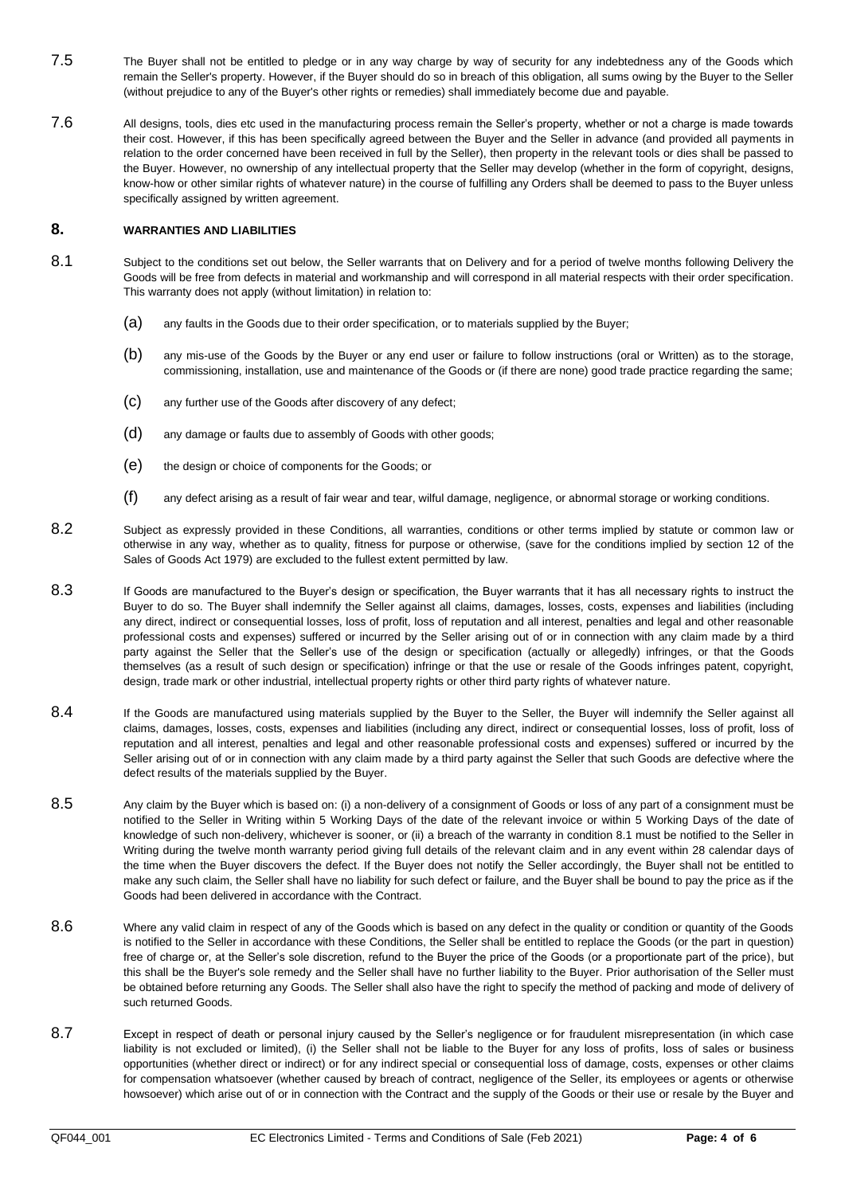7.5 The Buyer shall not be entitled to pledge or in any way charge by way of security for any indebtedness any of the Goods which remain the Seller's property. However, if the Buyer should do so in breach of this obligation, all sums owing by the Buyer to the Seller (without prejudice to any of the Buyer's other rights or remedies) shall immediately become due and payable.

7.6 All designs, tools, dies etc used in the manufacturing process remain the Seller's property, whether or not a charge is made towards their cost. However, if this has been specifically agreed between the Buyer and the Seller in advance (and provided all payments in relation to the order concerned have been received in full by the Seller), then property in the relevant tools or dies shall be passed to the Buyer. However, no ownership of any intellectual property that the Seller may develop (whether in the form of copyright, designs, know-how or other similar rights of whatever nature) in the course of fulfilling any Orders shall be deemed to pass to the Buyer unless specifically assigned by written agreement.

## 8. WARRANTIES AND LIABILITIES

8.1 Subject to the conditions set out below, the Seller warrants that on Delivery and for a period of twelve months following Delivery the Goods will be free from defects in material and workmanship and will correspond in all material respects with their order specification. This warranty does not apply (without limitation) in relation to:

(a) any faults in the Goods due to their order specification, or to materials supplied by the Buyer;

(b) any mis-use of the Goods by the Buyer or any end user or failure to follow instructions (oral or Written) as to the storage, commissioning, installation, use and maintenance of the Goods or (if there are none) good trade practice regarding the same;

(c) any further use of the Goods after discovery of any defect;

(d) any damage or faults due to assembly of Goods with other goods;

(e) the design or choice of components for the Goods; or

(f) any defect arising as a result of fair wear and tear, wilful damage, negligence, or abnormal storage or working conditions.

8.2 Subject as expressly provided in these Conditions, all warranties, conditions or other terms implied by statute or common law or otherwise in any way, whether as to quality, fitness for purpose or otherwise, (save for the conditions implied by section 12 of the Sales of Goods Act 1979) are excluded to the fullest extent permitted by law.

8.3 If Goods are manufactured to the Buyer's design or specification, the Buyer warrants that it has all necessary rights to instruct the Buyer to do so. The Buyer shall indemnify the Seller against all claims, damages, losses, costs, expenses and liabilities (including any direct, indirect or consequential losses, loss of profit, loss of reputation and all interest, penalties and legal and other reasonable professional costs and expenses) suffered or incurred by the Seller arising out of or in connection with any claim made by a third party against the Seller that the Seller's use of the design or specification (actually or allegedly) infringes, or that the Goods themselves (as a result of such design or specification) infringe or that the use or resale of the Goods infringes patent, copyright, design, trade mark or other industrial, intellectual property rights or other third party rights of whatever nature.

8.4 If the Goods are manufactured using materials supplied by the Buyer to the Seller, the Buyer will indemnify the Seller against all claims, damages, losses, costs, expenses and liabilities (including any direct, indirect or consequential losses, loss of profit, loss of reputation and all interest, penalties and legal and other reasonable professional costs and expenses) suffered or incurred by the Seller arising out of or in connection with any claim made by a third party against the Seller that such Goods are defective where the defect results of the materials supplied by the Buyer.

8.5 Any claim by the Buyer which is based on: (i) a non-delivery of a consignment of Goods or loss of any part of a consignment must be notified to the Seller in Writing within 5 Working Days of the date of the relevant invoice or within 5 Working Days of the date of knowledge of such non-delivery, whichever is sooner, or (ii) a breach of the warranty in condition 8.1 must be notified to the Seller in Writing during the twelve month warranty period giving full details of the relevant claim and in any event within 28 calendar days of the time when the Buyer discovers the defect. If the Buyer does not notify the Seller accordingly, the Buyer shall not be entitled to make any such claim, the Seller shall have no liability for such defect or failure, and the Buyer shall be bound to pay the price as if the Goods had been delivered in accordance with the Contract.

8.6 Where any valid claim in respect of any of the Goods which is based on any defect in the quality or condition or quantity of the Goods is notified to the Seller in accordance with these Conditions, the Seller shall be entitled to replace the Goods (or the part in question) free of charge or, at the Seller's sole discretion, refund to the Buyer the price of the Goods (or a proportionate part of the price), but this shall be the Buyer's sole remedy and the Seller shall have no further liability to the Buyer. Prior authorisation of the Seller must be obtained before returning any Goods. The Seller shall also have the right to specify the method of packing and mode of delivery of such returned Goods.

8.7 Except in respect of death or personal injury caused by the Seller's negligence or for fraudulent misrepresentation (in which case liability is not excluded or limited), (i) the Seller shall not be liable to the Buyer for any loss of profits, loss of sales or business opportunities (whether direct or indirect) or for any indirect special or consequential loss of damage, costs, expenses or other claims for compensation whatsoever (whether caused by breach of contract, negligence of the Seller, its employees or agents or otherwise howsoever) which arise out of or in connection with the Contract and the supply of the Goods or their use or resale by the Buyer and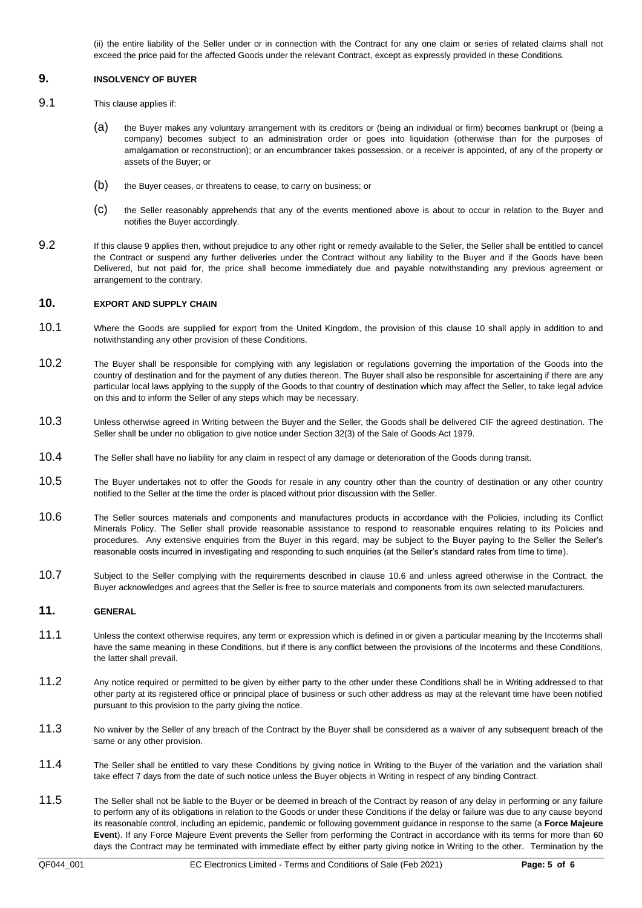(ii) the entire liability of the Seller under or in connection with the Contract for any one claim or series of related claims shall not exceed the price paid for the affected Goods under the relevant Contract, except as expressly provided in these Conditions.

## 9. INSOLVENCY OF BUYER

9.1 This clause applies if:

(a) the Buyer makes any voluntary arrangement with its creditors or (being an individual or firm) becomes bankrupt or (being a company) becomes subject to an administration order or goes into liquidation (otherwise than for the purposes of amalgamation or reconstruction); or an encumbrancer takes possession, or a receiver is appointed, of any of the property or assets of the Buyer; or

(b) the Buyer ceases, or threatens to cease, to carry on business; or

(c) the Seller reasonably apprehends that any of the events mentioned above is about to occur in relation to the Buyer and notifies the Buyer accordingly.

9.2 If this clause 9 applies then, without prejudice to any other right or remedy available to the Seller, the Seller shall be entitled to cancel the Contract or suspend any further deliveries under the Contract without any liability to the Buyer and if the Goods have been Delivered, but not paid for, the price shall become immediately due and payable notwithstanding any previous agreement or arrangement to the contrary.

## 10. EXPORT AND SUPPLY CHAIN

10.1 Where the Goods are supplied for export from the United Kingdom, the provision of this clause 10 shall apply in addition to and notwithstanding any other provision of these Conditions.

10.2 The Buyer shall be responsible for complying with any legislation or regulations governing the importation of the Goods into the country of destination and for the payment of any duties thereon. The Buyer shall also be responsible for ascertaining if there are any particular local laws applying to the supply of the Goods to that country of destination which may affect the Seller, to take legal advice on this and to inform the Seller of any steps which may be necessary.

10.3 Unless otherwise agreed in Writing between the Buyer and the Seller, the Goods shall be delivered CIF the agreed destination. The Seller shall be under no obligation to give notice under Section 32(3) of the Sale of Goods Act 1979.

10.4 The Seller shall have no liability for any claim in respect of any damage or deterioration of the Goods during transit.

10.5 The Buyer undertakes not to offer the Goods for resale in any country other than the country of destination or any other country notified to the Seller at the time the order is placed without prior discussion with the Seller.

10.6 The Seller sources materials and components and manufactures products in accordance with the Policies, including its Conflict Minerals Policy. The Seller shall provide reasonable assistance to respond to reasonable enquires relating to its Policies and procedures. Any extensive enquiries from the Buyer in this regard, may be subject to the Buyer paying to the Seller the Seller's reasonable costs incurred in investigating and responding to such enquiries (at the Seller's standard rates from time to time).

10.7 Subject to the Seller complying with the requirements described in clause 10.6 and unless agreed otherwise in the Contract, the Buyer acknowledges and agrees that the Seller is free to source materials and components from its own selected manufacturers.

## 11. GENERAL

11.1 Unless the context otherwise requires, any term or expression which is defined in or given a particular meaning by the Incoterms shall have the same meaning in these Conditions, but if there is any conflict between the provisions of the Incoterms and these Conditions, the latter shall prevail.

11.2 Any notice required or permitted to be given by either party to the other under these Conditions shall be in Writing addressed to that other party at its registered office or principal place of business or such other address as may at the relevant time have been notified pursuant to this provision to the party giving the notice.

11.3 No waiver by the Seller of any breach of the Contract by the Buyer shall be considered as a waiver of any subsequent breach of the same or any other provision.

11.4 The Seller shall be entitled to vary these Conditions by giving notice in Writing to the Buyer of the variation and the variation shall take effect 7 days from the date of such notice unless the Buyer objects in Writing in respect of any binding Contract.

11.5 The Seller shall not be liable to the Buyer or be deemed in breach of the Contract by reason of any delay in performing or any failure to perform any of its obligations in relation to the Goods or under these Conditions if the delay or failure was due to any cause beyond its reasonable control, including an epidemic, pandemic or following government guidance in response to the same (a **Force Majeure Event**). If any Force Majeure Event prevents the Seller from performing the Contract in accordance with its terms for more than 60 days the Contract may be terminated with immediate effect by either party giving notice in Writing to the other. Termination by the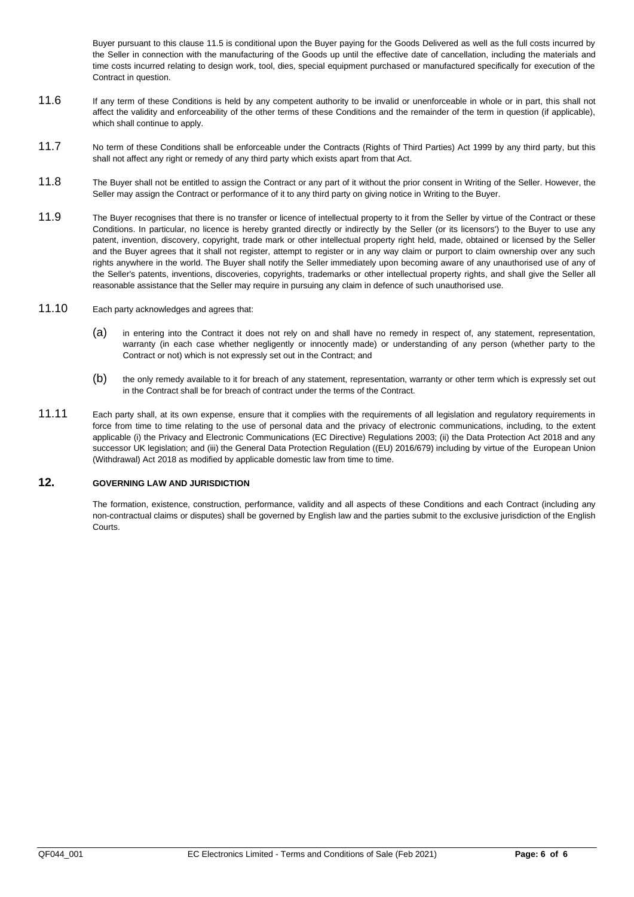Buyer pursuant to this clause 11.5 is conditional upon the Buyer paying for the Goods Delivered as well as the full costs incurred by the Seller in connection with the manufacturing of the Goods up until the effective date of cancellation, including the materials and time costs incurred relating to design work, tool, dies, special equipment purchased or manufactured specifically for execution of the Contract in question.

11.6 If any term of these Conditions is held by any competent authority to be invalid or unenforceable in whole or in part, this shall not affect the validity and enforceability of the other terms of these Conditions and the remainder of the term in question (if applicable), which shall continue to apply.

11.7 No term of these Conditions shall be enforceable under the Contracts (Rights of Third Parties) Act 1999 by any third party, but this shall not affect any right or remedy of any third party which exists apart from that Act.

11.8 The Buyer shall not be entitled to assign the Contract or any part of it without the prior consent in Writing of the Seller. However, the Seller may assign the Contract or performance of it to any third party on giving notice in Writing to the Buyer.

11.9 The Buyer recognises that there is no transfer or licence of intellectual property to it from the Seller by virtue of the Contract or these Conditions. In particular, no licence is hereby granted directly or indirectly by the Seller (or its licensors') to the Buyer to use any patent, invention, discovery, copyright, trade mark or other intellectual property right held, made, obtained or licensed by the Seller and the Buyer agrees that it shall not register, attempt to register or in any way claim or purport to claim ownership over any such rights anywhere in the world. The Buyer shall notify the Seller immediately upon becoming aware of any unauthorised use of any of the Seller's patents, inventions, discoveries, copyrights, trademarks or other intellectual property rights, and shall give the Seller all reasonable assistance that the Seller may require in pursuing any claim in defence of such unauthorised use.

11.10 Each party acknowledges and agrees that:

(a) in entering into the Contract it does not rely on and shall have no remedy in respect of, any statement, representation, warranty (in each case whether negligently or innocently made) or understanding of any person (whether party to the Contract or not) which is not expressly set out in the Contract; and

(b) the only remedy available to it for breach of any statement, representation, warranty or other term which is expressly set out in the Contract shall be for breach of contract under the terms of the Contract.

11.11 Each party shall, at its own expense, ensure that it complies with the requirements of all legislation and regulatory requirements in force from time to time relating to the use of personal data and the privacy of electronic communications, including, to the extent applicable (i) the Privacy and Electronic Communications (EC Directive) Regulations 2003; (ii) the Data Protection Act 2018 and any successor UK legislation; and (iii) the General Data Protection Regulation ((EU) 2016/679) including by virtue of the European Union (Withdrawal) Act 2018 as modified by applicable domestic law from time to time.

## 12. GOVERNING LAW AND JURISDICTION

The formation, existence, construction, performance, validity and all aspects of these Conditions and each Contract (including any non-contractual claims or disputes) shall be governed by English law and the parties submit to the exclusive jurisdiction of the English Courts.